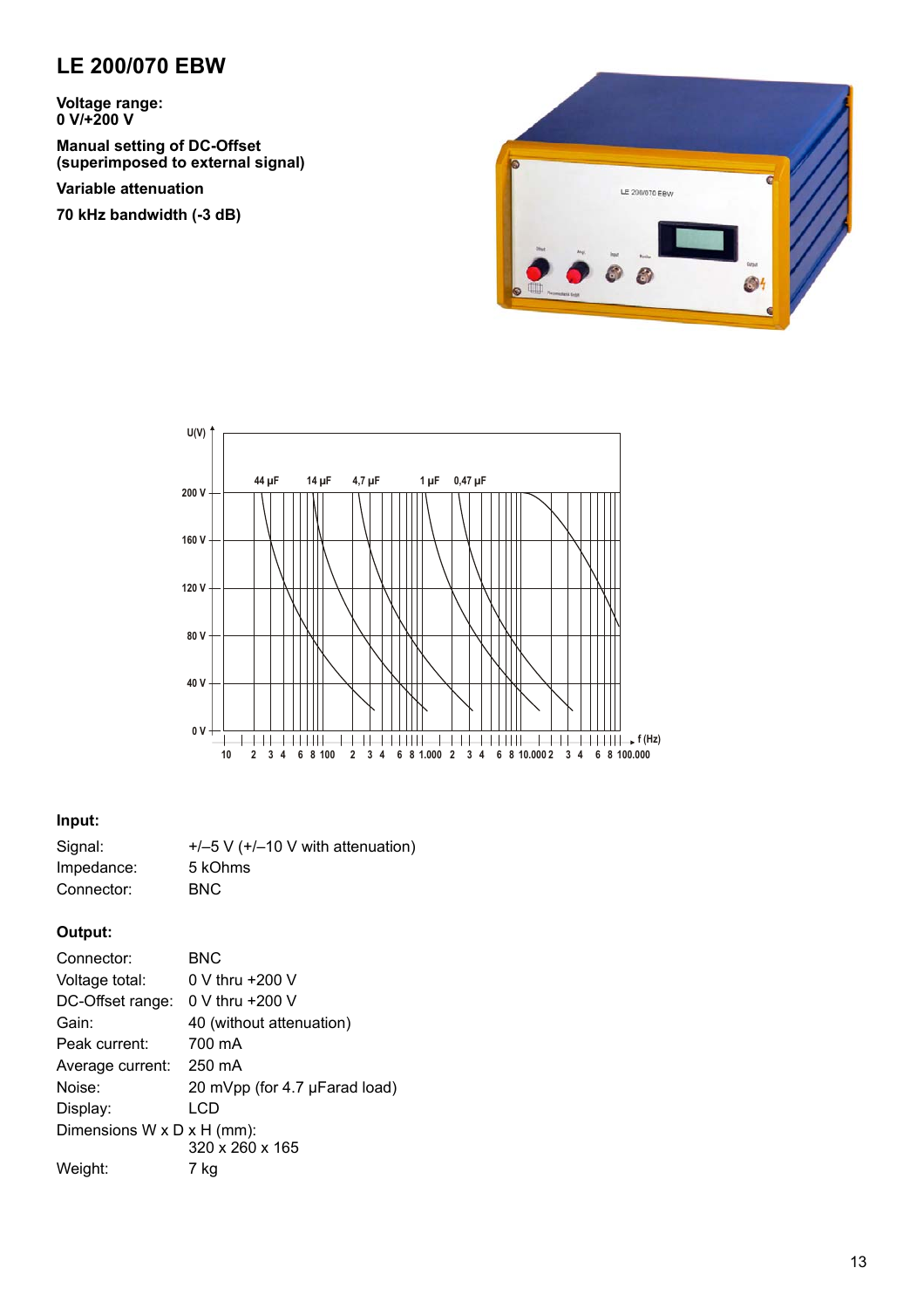# LE 200/070 EBW

**Voltage range:**
**0 V/+200 V**

**Manual setting of DC-Offset**
**(superimposed to external signal)**

**Variable attenuation**

**70 kHz bandwidth (-3 dB)**

**Input:**

| | |
|---|---|
| Signal: | +/–5 V (+/–10 V with attenuation) |
| Impedance: | 5 kOhms |
| Connector: | BNC |

**Output:**

| | |
|---|---|
| Connector: | BNC |
| Voltage total: | 0 V thru +200 V |
| DC-Offset range: | 0 V thru +200 V |
| Gain: | 40 (without attenuation) |
| Peak current: | 700 mA |
| Average current: | 250 mA |
| Noise: | 20 mVpp (for 4.7 µFarad load) |
| Display: | LCD |
| Dimensions W x D x H (mm): | 320 x 260 x 165 |
| Weight: | 7 kg |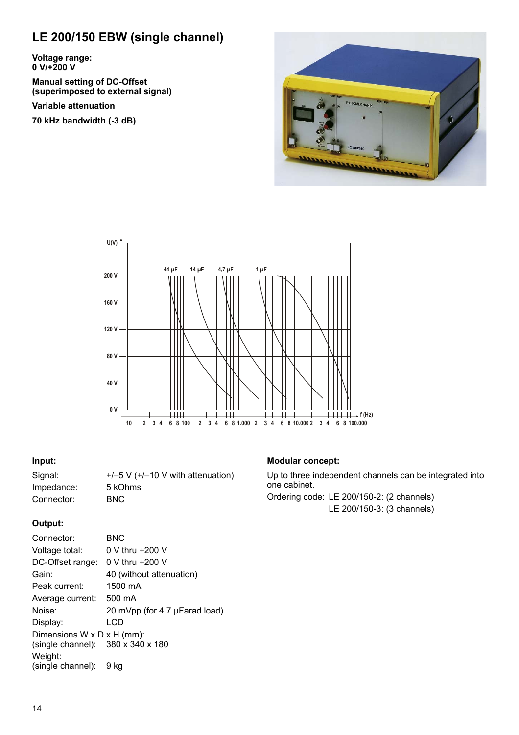# LE 200/150 EBW (single channel)

**Voltage range:**
**0 V/+200 V**

**Manual setting of DC-Offset**
**(superimposed to external signal)**

**Variable attenuation**

**70 kHz bandwidth (-3 dB)**

### Input:

| | |
|---|---|
| Signal: | +/–5 V (+/–10 V with attenuation) |
| Impedance: | 5 kOhms |
| Connector: | BNC |

### Output:

| | |
|---|---|
| Connector: | BNC |
| Voltage total: | 0 V thru +200 V |
| DC-Offset range: | 0 V thru +200 V |
| Gain: | 40 (without attenuation) |
| Peak current: | 1500 mA |
| Average current: | 500 mA |
| Noise: | 20 mVpp (for 4.7 µFarad load) |
| Display: | LCD |
| Dimensions W x D x H (mm): (single channel): | 380 x 340 x 180 |
| Weight: (single channel): | 9 kg |

### Modular concept:

Up to three independent channels can be integrated into one cabinet.

Ordering code: LE 200/150-2: (2 channels)
LE 200/150-3: (3 channels)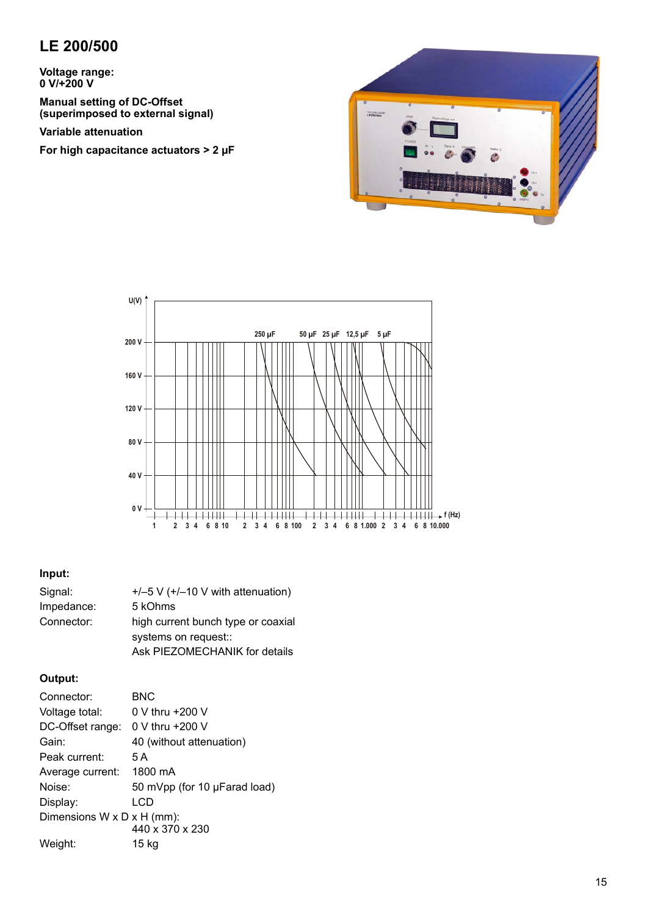# LE 200/500

**Voltage range:**
**0 V/+200 V**

**Manual setting of DC-Offset**
**(superimposed to external signal)**

**Variable attenuation**

**For high capacitance actuators > 2 µF**

U(V)

200 V
160 V
120 V
80 V
40 V
0 V

250 µF
50 µF
25 µF
12,5 µF
5 µF

f (Hz)

1 2 3 4 6 8 10 2 3 4 6 8 100 2 3 4 6 8 1.000 2 3 4 6 8 10.000

**Input:**

| | |
|---|---|
| Signal: | +/–5 V (+/–10 V with attenuation) |
| Impedance: | 5 kOhms |
| Connector: | high current bunch type or coaxial systems on request:: Ask PIEZOMECHANIK for details |

**Output:**

| | |
|---|---|
| Connector: | BNC |
| Voltage total: | 0 V thru +200 V |
| DC-Offset range: | 0 V thru +200 V |
| Gain: | 40 (without attenuation) |
| Peak current: | 5 A |
| Average current: | 1800 mA |
| Noise: | 50 mVpp (for 10 µFarad load) |
| Display: | LCD |
| Dimensions W x D x H (mm): | 440 x 370 x 230 |
| Weight: | 15 kg |